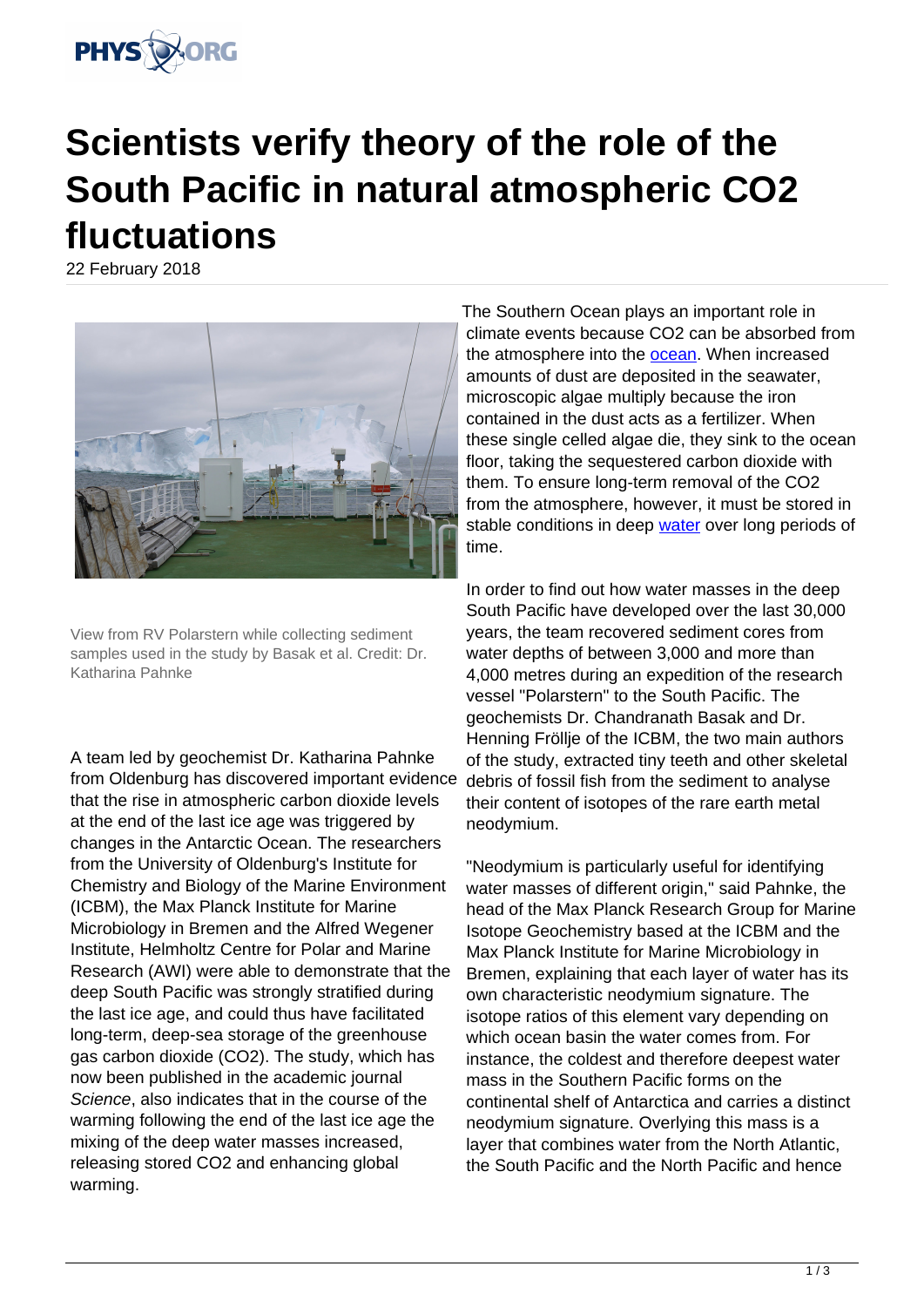# Scientists verify theory of the role of the South Pacific in natural atmospheric CO2 fluctuations

22 February 2018

View from RV Polarstern while collecting sediment samples used in the study by Basak et al. Credit: Dr. Katharina Pahnke

A team led by geochemist Dr. Katharina Pahnke from Oldenburg has discovered important evidence that the rise in atmospheric carbon dioxide levels at the end of the last ice age was triggered by changes in the Antarctic Ocean. The researchers from the University of Oldenburg's Institute for Chemistry and Biology of the Marine Environment (ICBM), the Max Planck Institute for Marine Microbiology in Bremen and the Alfred Wegener Institute, Helmholtz Centre for Polar and Marine Research (AWI) were able to demonstrate that the deep South Pacific was strongly stratified during the last ice age, and could thus have facilitated long-term, deep-sea storage of the greenhouse gas carbon dioxide ($CO_2$). The study, which has now been published in the academic journal *Science*, also indicates that in the course of the warming following the end of the last ice age the mixing of the deep water masses increased, releasing stored $CO_2$ and enhancing global warming.

The Southern Ocean plays an important role in climate events because $CO_2$ can be absorbed from the atmosphere into the ocean. When increased amounts of dust are deposited in the seawater, microscopic algae multiply because the iron contained in the dust acts as a fertilizer. When these single celled algae die, they sink to the ocean floor, taking the sequestered carbon dioxide with them. To ensure long-term removal of the $CO_2$ from the atmosphere, however, it must be stored in stable conditions in deep water over long periods of time.

In order to find out how water masses in the deep South Pacific have developed over the last 30,000 years, the team recovered sediment cores from water depths of between 3,000 and more than 4,000 metres during an expedition of the research vessel "Polarstern" to the South Pacific. The geochemists Dr. Chandranath Basak and Dr. Henning Fröllje of the ICBM, the two main authors of the study, extracted tiny teeth and other skeletal debris of fossil fish from the sediment to analyse their content of isotopes of the rare earth metal neodymium.

"Neodymium is particularly useful for identifying water masses of different origin," said Pahnke, the head of the Max Planck Research Group for Marine Isotope Geochemistry based at the ICBM and the Max Planck Institute for Marine Microbiology in Bremen, explaining that each layer of water has its own characteristic neodymium signature. The isotope ratios of this element vary depending on which ocean basin the water comes from. For instance, the coldest and therefore deepest water mass in the Southern Pacific forms on the continental shelf of Antarctica and carries a distinct neodymium signature. Overlying this mass is a layer that combines water from the North Atlantic, the South Pacific and the North Pacific and hence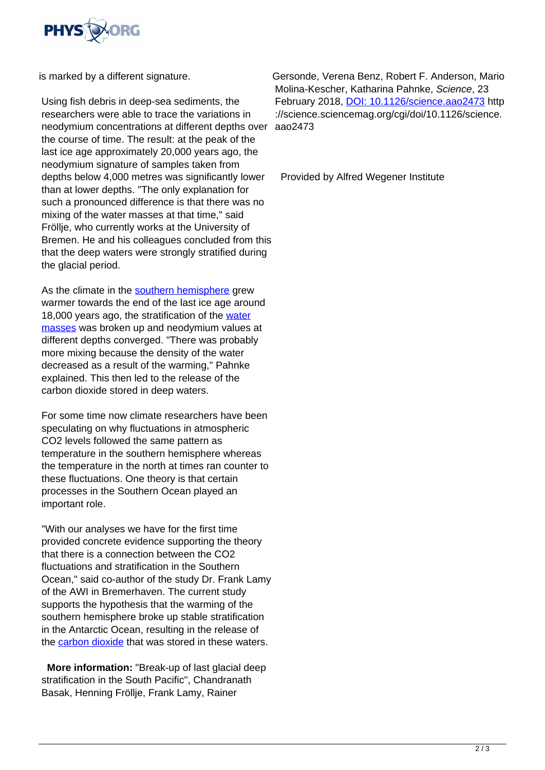is marked by a different signature.

Using fish debris in deep-sea sediments, the researchers were able to trace the variations in neodymium concentrations at different depths over the course of time. The result: at the peak of the last ice age approximately 20,000 years ago, the neodymium signature of samples taken from depths below 4,000 metres was significantly lower than at lower depths. "The only explanation for such a pronounced difference is that there was no mixing of the water masses at that time," said Fröllje, who currently works at the University of Bremen. He and his colleagues concluded from this that the deep waters were strongly stratified during the glacial period.

As the climate in the southern hemisphere grew warmer towards the end of the last ice age around 18,000 years ago, the stratification of the water masses was broken up and neodymium values at different depths converged. "There was probably more mixing because the density of the water decreased as a result of the warming," Pahnke explained. This then led to the release of the carbon dioxide stored in deep waters.

For some time now climate researchers have been speculating on why fluctuations in atmospheric $CO_2$ levels followed the same pattern as temperature in the southern hemisphere whereas the temperature in the north at times ran counter to these fluctuations. One theory is that certain processes in the Southern Ocean played an important role.

"With our analyses we have for the first time provided concrete evidence supporting the theory that there is a connection between the $CO_2$ fluctuations and stratification in the Southern Ocean," said co-author of the study Dr. Frank Lamy of the AWI in Bremerhaven. The current study supports the hypothesis that the warming of the southern hemisphere broke up stable stratification in the Antarctic Ocean, resulting in the release of the carbon dioxide that was stored in these waters.

**More information:** "Break-up of last glacial deep stratification in the South Pacific", Chandranath Basak, Henning Fröllje, Frank Lamy, Rainer Gersonde, Verena Benz, Robert F. Anderson, Mario Molina-Kescher, Katharina Pahnke, *Science*, 23 February 2018, DOI: 10.1126/science.aao2473 http://science.sciencemag.org/cgi/doi/10.1126/science.aao2473

Provided by Alfred Wegener Institute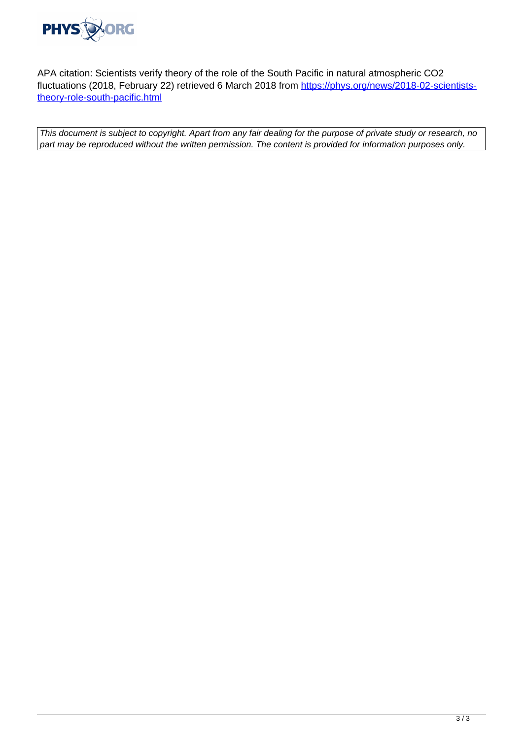APA citation: Scientists verify theory of the role of the South Pacific in natural atmospheric CO2 fluctuations (2018, February 22) retrieved 6 March 2018 from https://phys.org/news/2018-02-scientists-theory-role-south-pacific.html

*This document is subject to copyright. Apart from any fair dealing for the purpose of private study or research, no part may be reproduced without the written permission. The content is provided for information purposes only.*